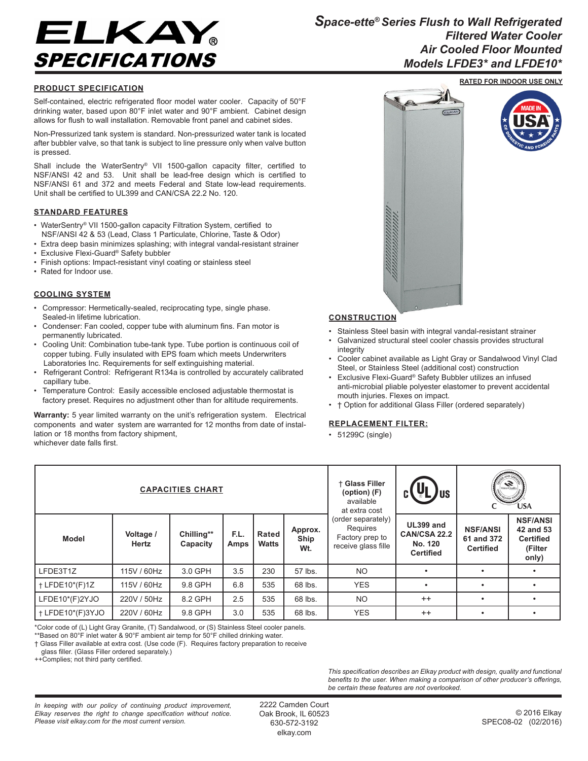# ELKAY® SPECIFICATIONS

## Space-ette® Series Flush to Wall Refrigerated Filtered Water Cooler Air Cooled Floor Mounted Models LFDE3* and LFDE10*

**RATED FOR INDOOR USE ONLY**

### PRODUCT SPECIFICATION

Self-contained, electric refrigerated floor model water cooler. Capacity of 50°F drinking water, based upon 80°F inlet water and 90°F ambient. Cabinet design allows for flush to wall installation. Removable front panel and cabinet sides.

Non-Pressurized tank system is standard. Non-pressurized water tank is located after bubbler valve, so that tank is subject to line pressure only when valve button is pressed.

Shall include the WaterSentry® VII 1500-gallon capacity filter, certified to NSF/ANSI 42 and 53. Unit shall be lead-free design which is certified to NSF/ANSI 61 and 372 and meets Federal and State low-lead requirements. Unit shall be certified to UL399 and CAN/CSA 22.2 No. 120.

### STANDARD FEATURES

- WaterSentry® VII 1500-gallon capacity Filtration System, certified to NSF/ANSI 42 & 53 (Lead, Class 1 Particulate, Chlorine, Taste & Odor)
- Extra deep basin minimizes splashing; with integral vandal-resistant strainer
- Exclusive Flexi-Guard® Safety bubbler
- Finish options: Impact-resistant vinyl coating or stainless steel
- Rated for Indoor use.

### COOLING SYSTEM

- Compressor: Hermetically-sealed, reciprocating type, single phase. Sealed-in lifetime lubrication.
- Condenser: Fan cooled, copper tube with aluminum fins. Fan motor is permanently lubricated.
- Cooling Unit: Combination tube-tank type. Tube portion is continuous coil of copper tubing. Fully insulated with EPS foam which meets Underwriters Laboratories Inc. Requirements for self extinguishing material.
- Refrigerant Control: Refrigerant R134a is controlled by accurately calibrated capillary tube.
- Temperature Control: Easily accessible enclosed adjustable thermostat is factory preset. Requires no adjustment other than for altitude requirements.

**Warranty:** 5 year limited warranty on the unit's refrigeration system. Electrical components and water system are warranted for 12 months from date of installation or 18 months from factory shipment, whichever date falls first.

### CONSTRUCTION

- Stainless Steel basin with integral vandal-resistant strainer
- Galvanized structural steel cooler chassis provides structural integrity
- Cooler cabinet available as Light Gray or Sandalwood Vinyl Clad Steel, or Stainless Steel (additional cost) construction
- Exclusive Flexi-Guard® Safety Bubbler utilizes an infused anti-microbial pliable polyester elastomer to prevent accidental mouth injuries. Flexes on impact.
- † Option for additional Glass Filler (ordered separately)

### REPLACEMENT FILTER:

- 51299C (single)

**CAPACITIES CHART**

| Model | Voltage / Hertz | Chilling** Capacity | F.L. Amps | Rated Watts | Approx. Ship Wt. | † Glass Filler (option) (F) available at extra cost (order separately) Requires Factory prep to receive glass fille | UL399 and CAN/CSA 22.2 No. 120 Certified | NSF/ANSI 61 and 372 Certified | NSF/ANSI 42 and 53 Certified (Filter only) |
|---|---|---|---|---|---|---|---|---|---|
| LFDE3T1Z | 115V / 60Hz | 3.0 GPH | 3.5 | 230 | 57 lbs. | NO | • | • | • |
| † LFDE10*(F)1Z | 115V / 60Hz | 9.8 GPH | 6.8 | 535 | 68 lbs. | YES | • | • | • |
| LFDE10*(F)2YJO | 220V / 50Hz | 8.2 GPH | 2.5 | 535 | 68 lbs. | NO | ++ | • | • |
| † LFDE10*(F)3YJO | 220V / 60Hz | 9.8 GPH | 3.0 | 535 | 68 lbs. | YES | ++ | • | • |

*Color code of (L) Light Gray Granite, (T) Sandalwood, or (S) Stainless Steel cooler panels.
**Based on 80°F inlet water & 90°F ambient air temp for 50°F chilled drinking water.
† Glass Filler available at extra cost. (Use code (F). Requires factory preparation to receive glass filler. (Glass Filler ordered separately.)
++Complies; not third party certified.

*This specification describes an Elkay product with design, quality and functional benefits to the user. When making a comparison of other producer's offerings, be certain these features are not overlooked.*

*In keeping with our policy of continuing product improvement, Elkay reserves the right to change specification without notice. Please visit elkay.com for the most current version.*

2222 Camden Court
Oak Brook, IL 60523
630-572-3192
elkay.com

© 2016 Elkay
SPEC08-02 (02/2016)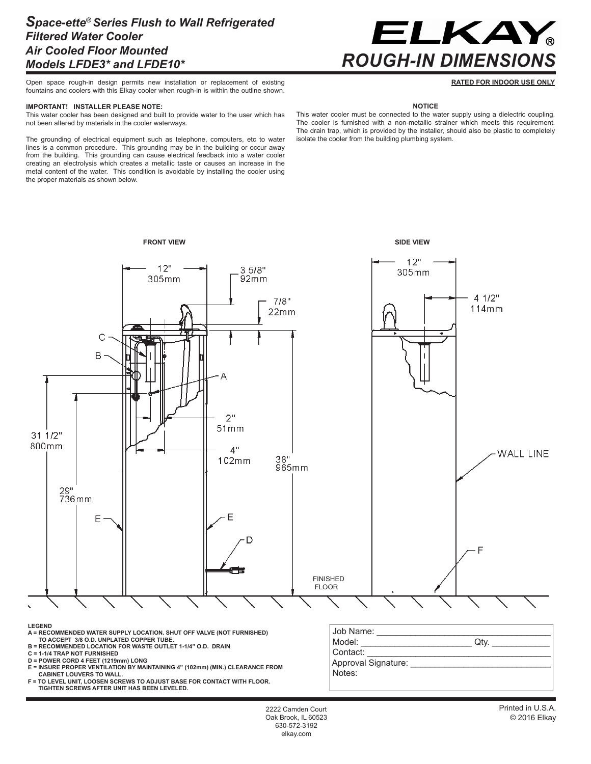# *Space-ette® Series Flush to Wall Refrigerated Filtered Water Cooler Air Cooled Floor Mounted Models LFDE3* and LFDE10**

**ELKAY®**

## *ROUGH-IN DIMENSIONS*

Open space rough-in design permits new installation or replacement of existing fountains and coolers with this Elkay cooler when rough-in is within the outline shown.

**RATED FOR INDOOR USE ONLY**

**IMPORTANT! INSTALLER PLEASE NOTE:**

This water cooler has been designed and built to provide water to the user which has not been altered by materials in the cooler waterways.

The grounding of electrical equipment such as telephone, computers, etc to water lines is a common procedure. This grounding may be in the building or occur away from the building. This grounding can cause electrical feedback into a water cooler creating an electrolysis which creates a metallic taste or causes an increase in the metal content of the water. This condition is avoidable by installing the cooler using the proper materials as shown below.

**NOTICE**

This water cooler must be connected to the water supply using a dielectric coupling. The cooler is furnished with a non-metallic strainer which meets this requirement. The drain trap, which is provided by the installer, should also be plastic to completely isolate the cooler from the building plumbing system.

**FRONT VIEW**

12" 305mm
3 5/8" 92mm
7/8" 22mm
C
B
A
2" 51mm
4" 102mm
31 1/2" 800mm
29" 736mm
38" 965mm
E
E
D
FINISHED FLOOR

**SIDE VIEW**

12" 305mm
4 1/2" 114mm
WALL LINE
F

**LEGEND**

- **A = RECOMMENDED WATER SUPPLY LOCATION. SHUT OFF VALVE (NOT FURNISHED) TO ACCEPT 3/8 O.D. UNPLATED COPPER TUBE.**
- **B = RECOMMENDED LOCATION FOR WASTE OUTLET 1-1/4" O.D. DRAIN**
- **C = 1-1/4 TRAP NOT FURNISHED**
- **D = POWER CORD 4 FEET (1219mm) LONG**
- **E = INSURE PROPER VENTILATION BY MAINTAINING 4" (102mm) (MIN.) CLEARANCE FROM CABINET LOUVERS TO WALL.**
- **F = TO LEVEL UNIT, LOOSEN SCREWS TO ADJUST BASE FOR CONTACT WITH FLOOR. TIGHTEN SCREWS AFTER UNIT HAS BEEN LEVELED.**

Job Name: ____________________
Model: ____________________ Qty. __________
Contact: ____________________
Approval Signature: ____________________
Notes:

2222 Camden Court
Oak Brook, IL 60523
630-572-3192
elkay.com

Printed in U.S.A.
© 2016 Elkay